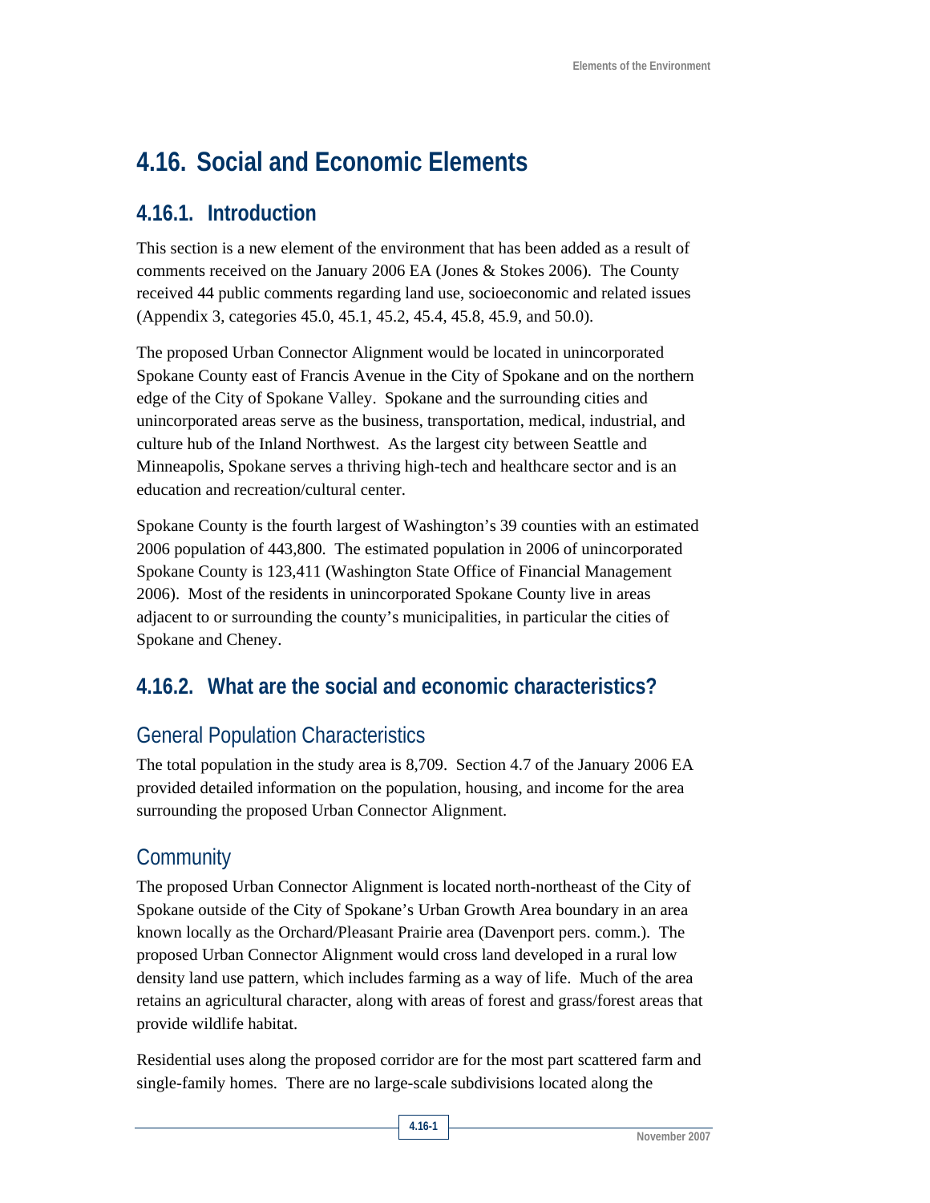# 4.16. Social and Economic Elements

## 4.16.1. Introduction

This section is a new element of the environment that has been added as a result of comments received on the January 2006 EA (Jones & Stokes 2006). The County received 44 public comments regarding land use, socioeconomic and related issues (Appendix 3, categories 45.0, 45.1, 45.2, 45.4, 45.8, 45.9, and 50.0).

The proposed Urban Connector Alignment would be located in unincorporated Spokane County east of Francis Avenue in the City of Spokane and on the northern edge of the City of Spokane Valley. Spokane and the surrounding cities and unincorporated areas serve as the business, transportation, medical, industrial, and culture hub of the Inland Northwest. As the largest city between Seattle and Minneapolis, Spokane serves a thriving high-tech and healthcare sector and is an education and recreation/cultural center.

Spokane County is the fourth largest of Washington's 39 counties with an estimated 2006 population of 443,800. The estimated population in 2006 of unincorporated Spokane County is 123,411 (Washington State Office of Financial Management 2006). Most of the residents in unincorporated Spokane County live in areas adjacent to or surrounding the county's municipalities, in particular the cities of Spokane and Cheney.

## 4.16.2. What are the social and economic characteristics?

### General Population Characteristics

The total population in the study area is 8,709. Section 4.7 of the January 2006 EA provided detailed information on the population, housing, and income for the area surrounding the proposed Urban Connector Alignment.

### Community

The proposed Urban Connector Alignment is located north-northeast of the City of Spokane outside of the City of Spokane's Urban Growth Area boundary in an area known locally as the Orchard/Pleasant Prairie area (Davenport pers. comm.). The proposed Urban Connector Alignment would cross land developed in a rural low density land use pattern, which includes farming as a way of life. Much of the area retains an agricultural character, along with areas of forest and grass/forest areas that provide wildlife habitat.

Residential uses along the proposed corridor are for the most part scattered farm and single-family homes. There are no large-scale subdivisions located along the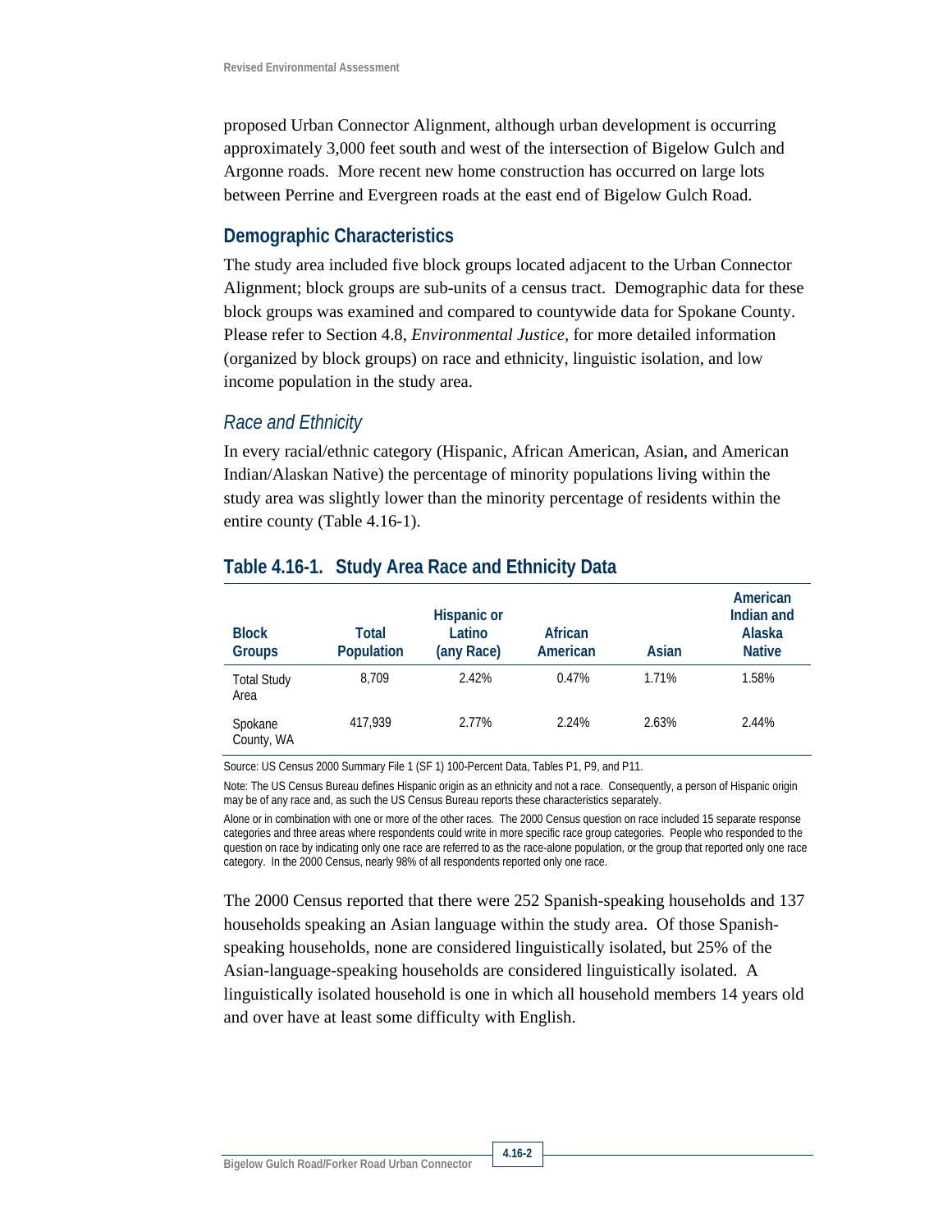proposed Urban Connector Alignment, although urban development is occurring approximately 3,000 feet south and west of the intersection of Bigelow Gulch and Argonne roads. More recent new home construction has occurred on large lots between Perrine and Evergreen roads at the east end of Bigelow Gulch Road.

## Demographic Characteristics

The study area included five block groups located adjacent to the Urban Connector Alignment; block groups are sub-units of a census tract. Demographic data for these block groups was examined and compared to countywide data for Spokane County. Please refer to Section 4.8, *Environmental Justice,* for more detailed information (organized by block groups) on race and ethnicity, linguistic isolation, and low income population in the study area.

### *Race and Ethnicity*

In every racial/ethnic category (Hispanic, African American, Asian, and American Indian/Alaskan Native) the percentage of minority populations living within the study area was slightly lower than the minority percentage of residents within the entire county (Table 4.16-1).

## Table 4.16-1. Study Area Race and Ethnicity Data

| Block Groups | Total Population | Hispanic or Latino (any Race) | African American | Asian | American Indian and Alaska Native |
|---|---|---|---|---|---|
| Total Study Area | 8,709 | 2.42% | 0.47% | 1.71% | 1.58% |
| Spokane County, WA | 417,939 | 2.77% | 2.24% | 2.63% | 2.44% |

Source: US Census 2000 Summary File 1 (SF 1) 100-Percent Data, Tables P1, P9, and P11.

Note: The US Census Bureau defines Hispanic origin as an ethnicity and not a race. Consequently, a person of Hispanic origin may be of any race and, as such the US Census Bureau reports these characteristics separately.

Alone or in combination with one or more of the other races. The 2000 Census question on race included 15 separate response categories and three areas where respondents could write in more specific race group categories. People who responded to the question on race by indicating only one race are referred to as the race-alone population, or the group that reported only one race category. In the 2000 Census, nearly 98% of all respondents reported only one race.

The 2000 Census reported that there were 252 Spanish-speaking households and 137 households speaking an Asian language within the study area. Of those Spanish-speaking households, none are considered linguistically isolated, but 25% of the Asian-language-speaking households are considered linguistically isolated. A linguistically isolated household is one in which all household members 14 years old and over have at least some difficulty with English.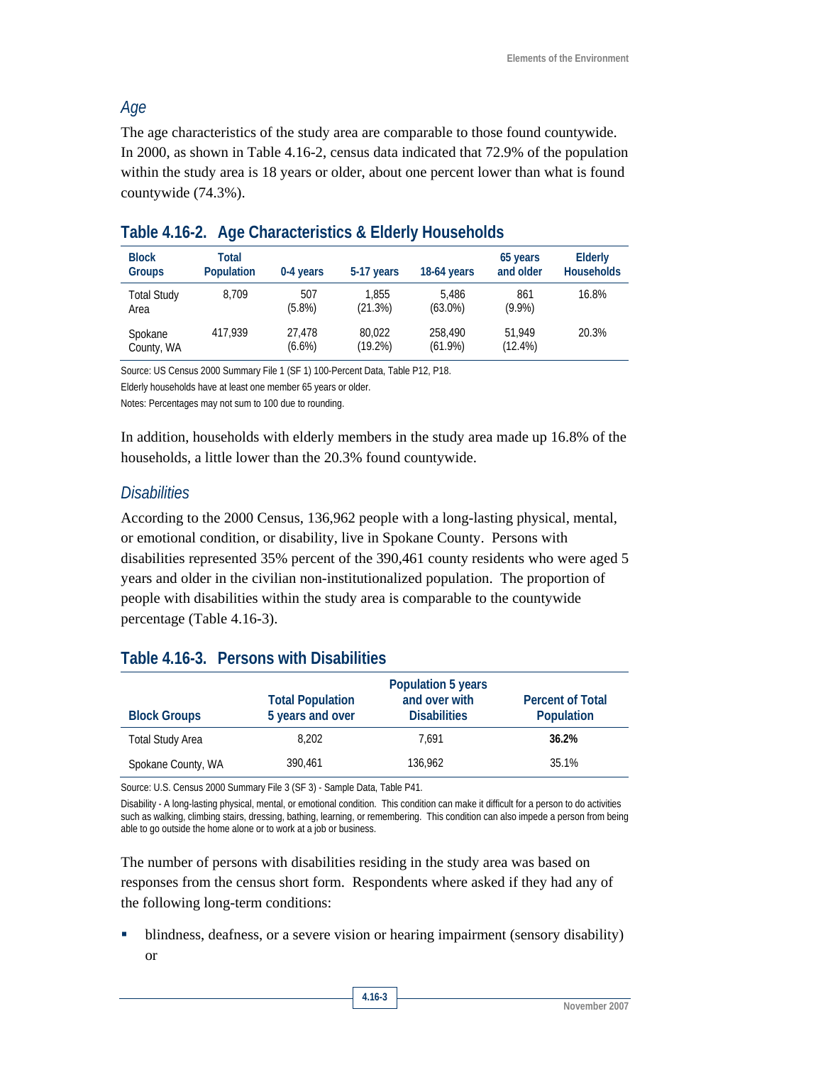### *Age*

The age characteristics of the study area are comparable to those found countywide. In 2000, as shown in Table 4.16-2, census data indicated that 72.9% of the population within the study area is 18 years or older, about one percent lower than what is found countywide (74.3%).

## Table 4.16-2. Age Characteristics & Elderly Households

| Block Groups | Total Population | 0-4 years | 5-17 years | 18-64 years | 65 years and older | Elderly Households |
|---|---|---|---|---|---|---|
| Total Study Area | 8,709 | 507 (5.8%) | 1,855 (21.3%) | 5,486 (63.0%) | 861 (9.9%) | 16.8% |
| Spokane County, WA | 417,939 | 27,478 (6.6%) | 80,022 (19.2%) | 258,490 (61.9%) | 51,949 (12.4%) | 20.3% |

Source: US Census 2000 Summary File 1 (SF 1) 100-Percent Data, Table P12, P18.

Elderly households have at least one member 65 years or older.

Notes: Percentages may not sum to 100 due to rounding.

In addition, households with elderly members in the study area made up 16.8% of the households, a little lower than the 20.3% found countywide.

### *Disabilities*

According to the 2000 Census, 136,962 people with a long-lasting physical, mental, or emotional condition, or disability, live in Spokane County. Persons with disabilities represented 35% percent of the 390,461 county residents who were aged 5 years and older in the civilian non-institutionalized population. The proportion of people with disabilities within the study area is comparable to the countywide percentage (Table 4.16-3).

## Table 4.16-3. Persons with Disabilities

| Block Groups | Total Population 5 years and over | Population 5 years and over with Disabilities | Percent of Total Population |
|---|---|---|---|
| Total Study Area | 8,202 | 7,691 | **36.2%** |
| Spokane County, WA | 390,461 | 136,962 | 35.1% |

Source: U.S. Census 2000 Summary File 3 (SF 3) - Sample Data, Table P41.

Disability - A long-lasting physical, mental, or emotional condition. This condition can make it difficult for a person to do activities such as walking, climbing stairs, dressing, bathing, learning, or remembering. This condition can also impede a person from being able to go outside the home alone or to work at a job or business.

The number of persons with disabilities residing in the study area was based on responses from the census short form. Respondents where asked if they had any of the following long-term conditions:

- blindness, deafness, or a severe vision or hearing impairment (sensory disability) or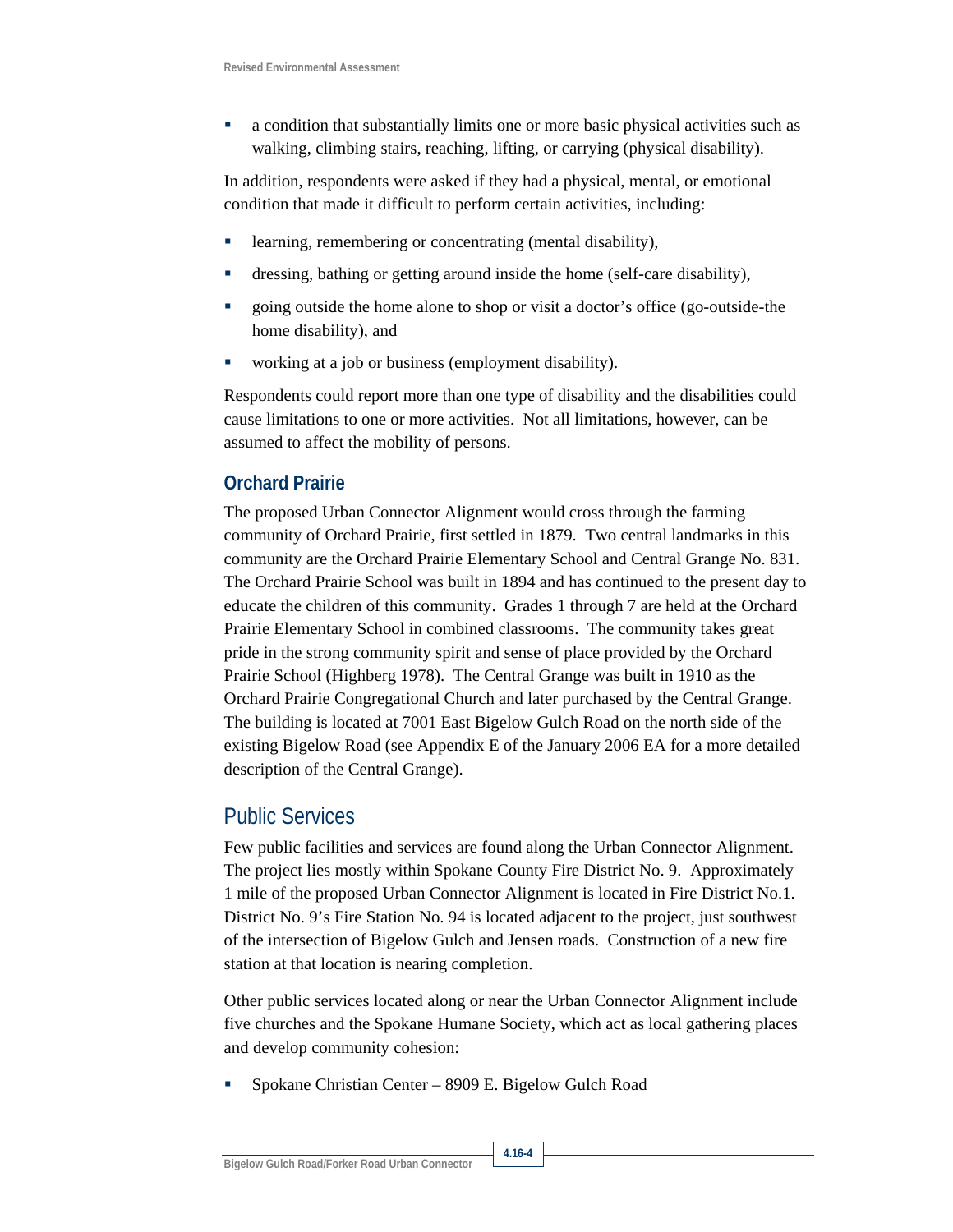- a condition that substantially limits one or more basic physical activities such as walking, climbing stairs, reaching, lifting, or carrying (physical disability).

In addition, respondents were asked if they had a physical, mental, or emotional condition that made it difficult to perform certain activities, including:

- learning, remembering or concentrating (mental disability),
- dressing, bathing or getting around inside the home (self-care disability),
- going outside the home alone to shop or visit a doctor's office (go-outside-the home disability), and
- working at a job or business (employment disability).

Respondents could report more than one type of disability and the disabilities could cause limitations to one or more activities. Not all limitations, however, can be assumed to affect the mobility of persons.

### Orchard Prairie

The proposed Urban Connector Alignment would cross through the farming community of Orchard Prairie, first settled in 1879. Two central landmarks in this community are the Orchard Prairie Elementary School and Central Grange No. 831. The Orchard Prairie School was built in 1894 and has continued to the present day to educate the children of this community. Grades 1 through 7 are held at the Orchard Prairie Elementary School in combined classrooms. The community takes great pride in the strong community spirit and sense of place provided by the Orchard Prairie School (Highberg 1978). The Central Grange was built in 1910 as the Orchard Prairie Congregational Church and later purchased by the Central Grange. The building is located at 7001 East Bigelow Gulch Road on the north side of the existing Bigelow Road (see Appendix E of the January 2006 EA for a more detailed description of the Central Grange).

## Public Services

Few public facilities and services are found along the Urban Connector Alignment. The project lies mostly within Spokane County Fire District No. 9. Approximately 1 mile of the proposed Urban Connector Alignment is located in Fire District No.1. District No. 9's Fire Station No. 94 is located adjacent to the project, just southwest of the intersection of Bigelow Gulch and Jensen roads. Construction of a new fire station at that location is nearing completion.

Other public services located along or near the Urban Connector Alignment include five churches and the Spokane Humane Society, which act as local gathering places and develop community cohesion:

- Spokane Christian Center – 8909 E. Bigelow Gulch Road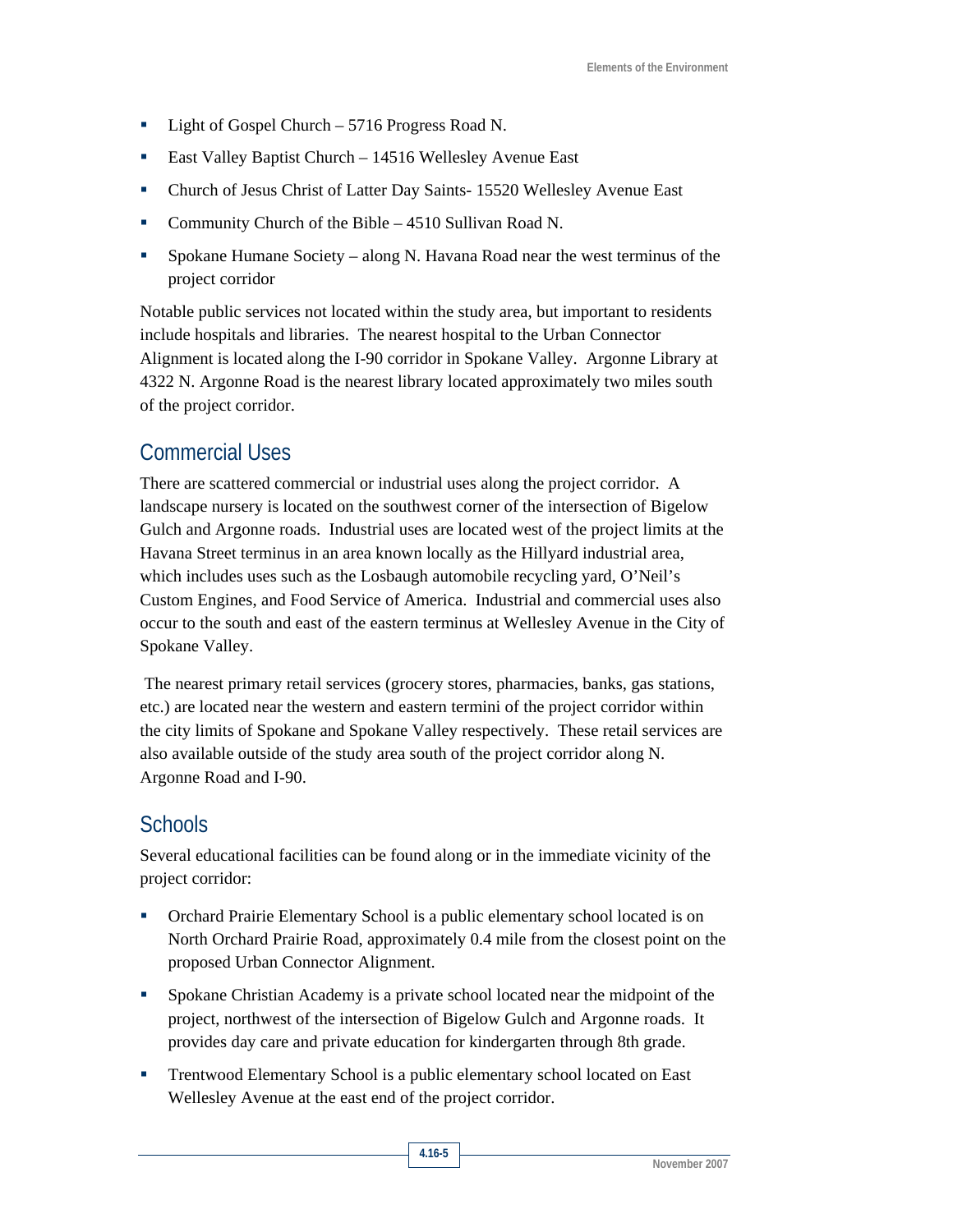- Light of Gospel Church – 5716 Progress Road N.
- East Valley Baptist Church – 14516 Wellesley Avenue East
- Church of Jesus Christ of Latter Day Saints- 15520 Wellesley Avenue East
- Community Church of the Bible – 4510 Sullivan Road N.
- Spokane Humane Society – along N. Havana Road near the west terminus of the project corridor

Notable public services not located within the study area, but important to residents include hospitals and libraries. The nearest hospital to the Urban Connector Alignment is located along the I-90 corridor in Spokane Valley. Argonne Library at 4322 N. Argonne Road is the nearest library located approximately two miles south of the project corridor.

## Commercial Uses

There are scattered commercial or industrial uses along the project corridor. A landscape nursery is located on the southwest corner of the intersection of Bigelow Gulch and Argonne roads. Industrial uses are located west of the project limits at the Havana Street terminus in an area known locally as the Hillyard industrial area, which includes uses such as the Losbaugh automobile recycling yard, O'Neil's Custom Engines, and Food Service of America. Industrial and commercial uses also occur to the south and east of the eastern terminus at Wellesley Avenue in the City of Spokane Valley.

The nearest primary retail services (grocery stores, pharmacies, banks, gas stations, etc.) are located near the western and eastern termini of the project corridor within the city limits of Spokane and Spokane Valley respectively. These retail services are also available outside of the study area south of the project corridor along N. Argonne Road and I-90.

## Schools

Several educational facilities can be found along or in the immediate vicinity of the project corridor:

- Orchard Prairie Elementary School is a public elementary school located is on North Orchard Prairie Road, approximately 0.4 mile from the closest point on the proposed Urban Connector Alignment.
- Spokane Christian Academy is a private school located near the midpoint of the project, northwest of the intersection of Bigelow Gulch and Argonne roads. It provides day care and private education for kindergarten through 8th grade.
- Trentwood Elementary School is a public elementary school located on East Wellesley Avenue at the east end of the project corridor.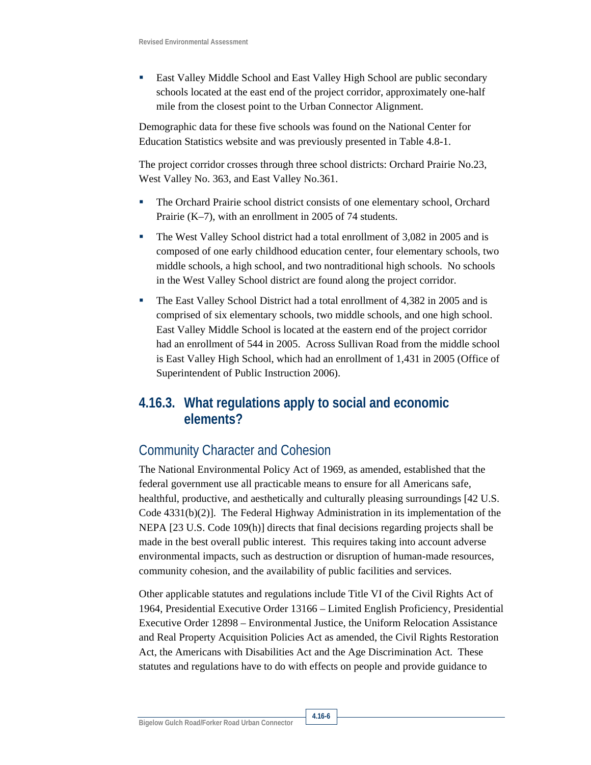- East Valley Middle School and East Valley High School are public secondary schools located at the east end of the project corridor, approximately one-half mile from the closest point to the Urban Connector Alignment.

Demographic data for these five schools was found on the National Center for Education Statistics website and was previously presented in Table 4.8-1.

The project corridor crosses through three school districts: Orchard Prairie No.23, West Valley No. 363, and East Valley No.361.

- The Orchard Prairie school district consists of one elementary school, Orchard Prairie (K–7), with an enrollment in 2005 of 74 students.
- The West Valley School district had a total enrollment of 3,082 in 2005 and is composed of one early childhood education center, four elementary schools, two middle schools, a high school, and two nontraditional high schools. No schools in the West Valley School district are found along the project corridor.
- The East Valley School District had a total enrollment of 4,382 in 2005 and is comprised of six elementary schools, two middle schools, and one high school. East Valley Middle School is located at the eastern end of the project corridor had an enrollment of 544 in 2005. Across Sullivan Road from the middle school is East Valley High School, which had an enrollment of 1,431 in 2005 (Office of Superintendent of Public Instruction 2006).

## 4.16.3. What regulations apply to social and economic elements?

### Community Character and Cohesion

The National Environmental Policy Act of 1969, as amended, established that the federal government use all practicable means to ensure for all Americans safe, healthful, productive, and aesthetically and culturally pleasing surroundings [42 U.S. Code 4331(b)(2)]. The Federal Highway Administration in its implementation of the NEPA [23 U.S. Code 109(h)] directs that final decisions regarding projects shall be made in the best overall public interest. This requires taking into account adverse environmental impacts, such as destruction or disruption of human-made resources, community cohesion, and the availability of public facilities and services.

Other applicable statutes and regulations include Title VI of the Civil Rights Act of 1964, Presidential Executive Order 13166 – Limited English Proficiency, Presidential Executive Order 12898 – Environmental Justice, the Uniform Relocation Assistance and Real Property Acquisition Policies Act as amended, the Civil Rights Restoration Act, the Americans with Disabilities Act and the Age Discrimination Act. These statutes and regulations have to do with effects on people and provide guidance to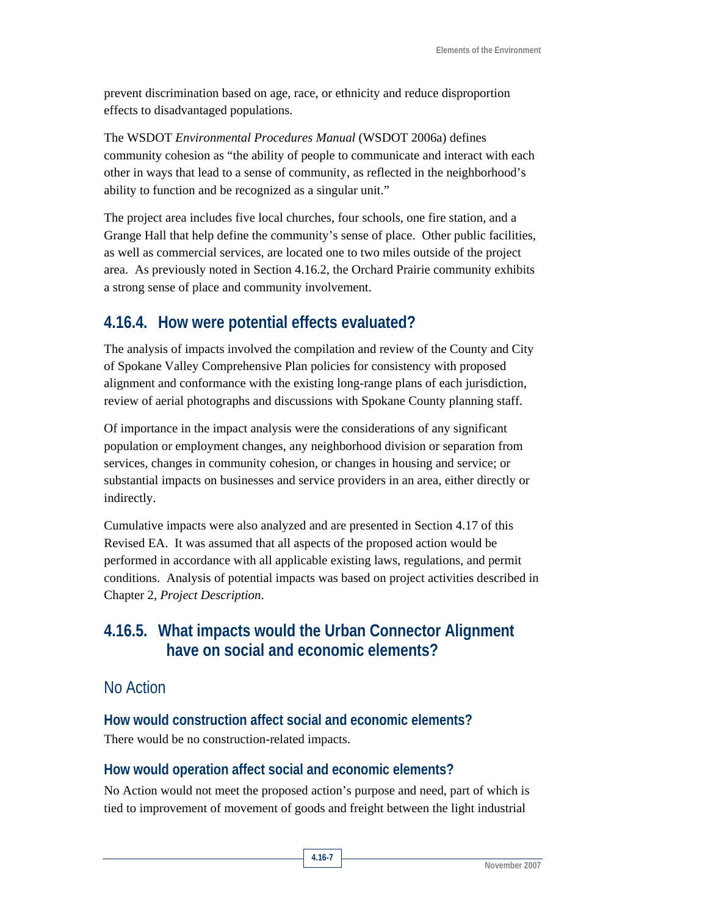prevent discrimination based on age, race, or ethnicity and reduce disproportion effects to disadvantaged populations.

The WSDOT *Environmental Procedures Manual* (WSDOT 2006a) defines community cohesion as "the ability of people to communicate and interact with each other in ways that lead to a sense of community, as reflected in the neighborhood's ability to function and be recognized as a singular unit."

The project area includes five local churches, four schools, one fire station, and a Grange Hall that help define the community's sense of place. Other public facilities, as well as commercial services, are located one to two miles outside of the project area. As previously noted in Section 4.16.2, the Orchard Prairie community exhibits a strong sense of place and community involvement.

## 4.16.4. How were potential effects evaluated?

The analysis of impacts involved the compilation and review of the County and City of Spokane Valley Comprehensive Plan policies for consistency with proposed alignment and conformance with the existing long-range plans of each jurisdiction, review of aerial photographs and discussions with Spokane County planning staff.

Of importance in the impact analysis were the considerations of any significant population or employment changes, any neighborhood division or separation from services, changes in community cohesion, or changes in housing and service; or substantial impacts on businesses and service providers in an area, either directly or indirectly.

Cumulative impacts were also analyzed and are presented in Section 4.17 of this Revised EA. It was assumed that all aspects of the proposed action would be performed in accordance with all applicable existing laws, regulations, and permit conditions. Analysis of potential impacts was based on project activities described in Chapter 2, *Project Description*.

## 4.16.5. What impacts would the Urban Connector Alignment have on social and economic elements?

### No Action

#### How would construction affect social and economic elements?

There would be no construction-related impacts.

#### How would operation affect social and economic elements?

No Action would not meet the proposed action's purpose and need, part of which is tied to improvement of movement of goods and freight between the light industrial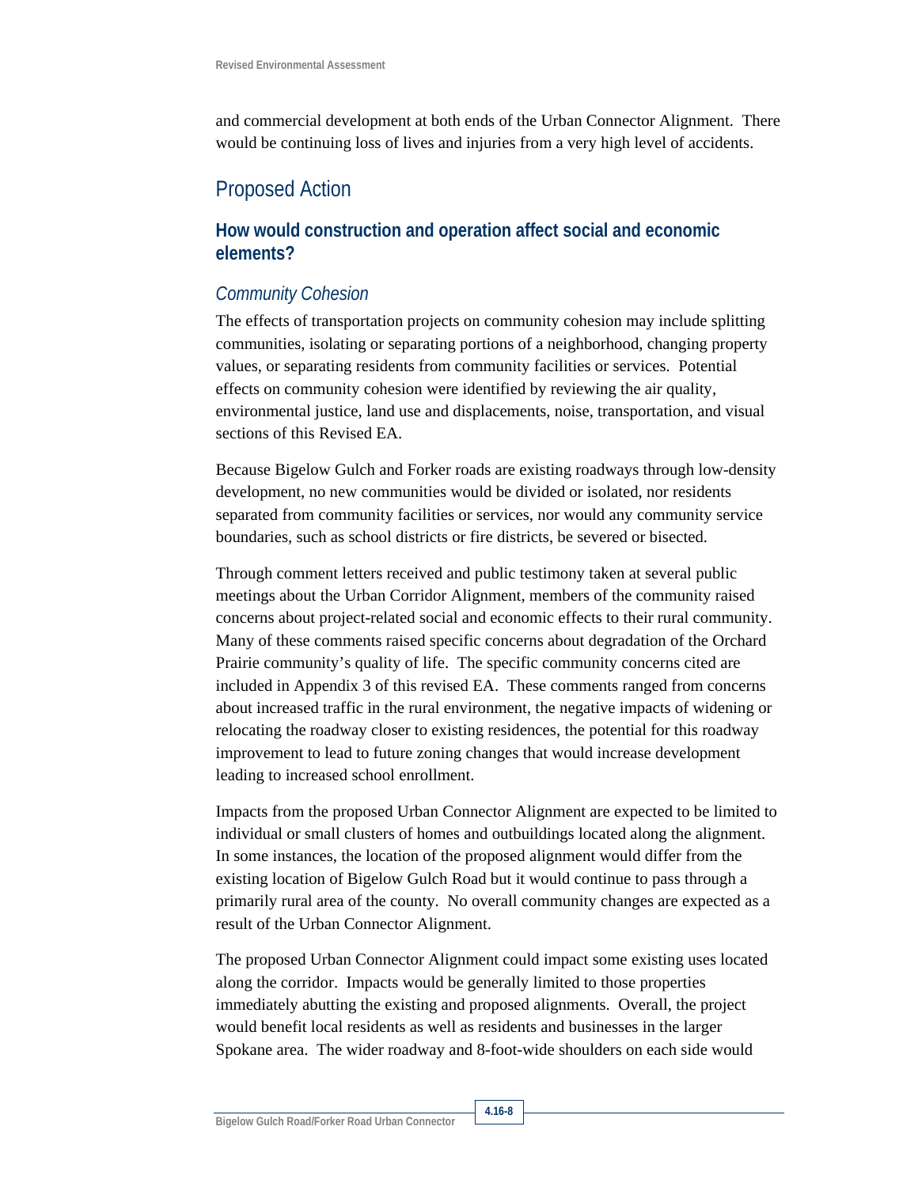and commercial development at both ends of the Urban Connector Alignment. There would be continuing loss of lives and injuries from a very high level of accidents.

## Proposed Action

### How would construction and operation affect social and economic elements?

#### *Community Cohesion*

The effects of transportation projects on community cohesion may include splitting communities, isolating or separating portions of a neighborhood, changing property values, or separating residents from community facilities or services. Potential effects on community cohesion were identified by reviewing the air quality, environmental justice, land use and displacements, noise, transportation, and visual sections of this Revised EA.

Because Bigelow Gulch and Forker roads are existing roadways through low-density development, no new communities would be divided or isolated, nor residents separated from community facilities or services, nor would any community service boundaries, such as school districts or fire districts, be severed or bisected.

Through comment letters received and public testimony taken at several public meetings about the Urban Corridor Alignment, members of the community raised concerns about project-related social and economic effects to their rural community. Many of these comments raised specific concerns about degradation of the Orchard Prairie community's quality of life. The specific community concerns cited are included in Appendix 3 of this revised EA. These comments ranged from concerns about increased traffic in the rural environment, the negative impacts of widening or relocating the roadway closer to existing residences, the potential for this roadway improvement to lead to future zoning changes that would increase development leading to increased school enrollment.

Impacts from the proposed Urban Connector Alignment are expected to be limited to individual or small clusters of homes and outbuildings located along the alignment. In some instances, the location of the proposed alignment would differ from the existing location of Bigelow Gulch Road but it would continue to pass through a primarily rural area of the county. No overall community changes are expected as a result of the Urban Connector Alignment.

The proposed Urban Connector Alignment could impact some existing uses located along the corridor. Impacts would be generally limited to those properties immediately abutting the existing and proposed alignments. Overall, the project would benefit local residents as well as residents and businesses in the larger Spokane area. The wider roadway and 8-foot-wide shoulders on each side would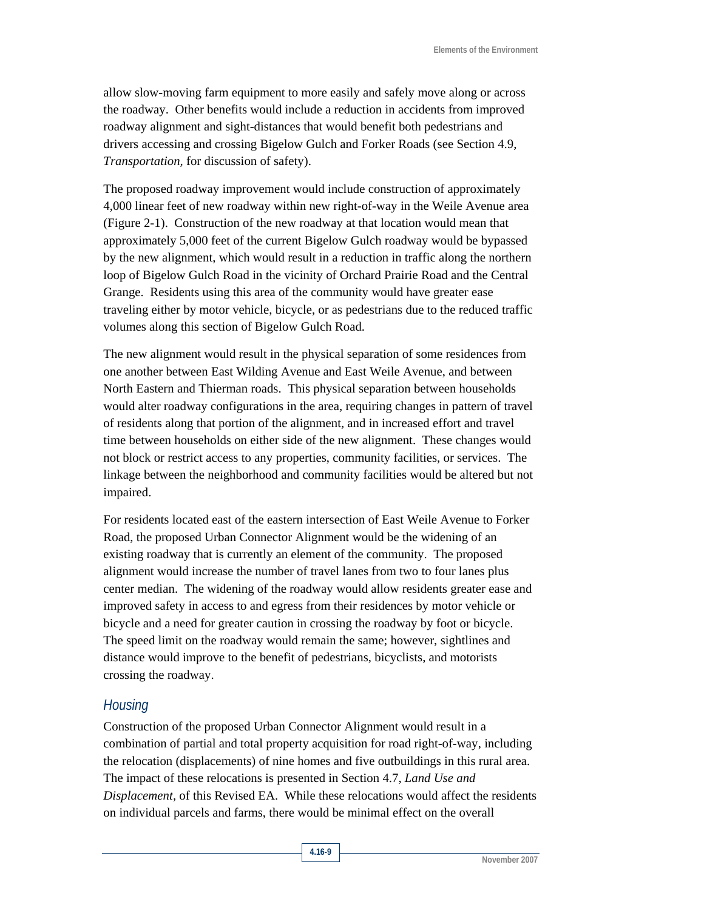allow slow-moving farm equipment to more easily and safely move along or across the roadway. Other benefits would include a reduction in accidents from improved roadway alignment and sight-distances that would benefit both pedestrians and drivers accessing and crossing Bigelow Gulch and Forker Roads (see Section 4.9, *Transportation*, for discussion of safety).

The proposed roadway improvement would include construction of approximately 4,000 linear feet of new roadway within new right-of-way in the Weile Avenue area (Figure 2-1). Construction of the new roadway at that location would mean that approximately 5,000 feet of the current Bigelow Gulch roadway would be bypassed by the new alignment, which would result in a reduction in traffic along the northern loop of Bigelow Gulch Road in the vicinity of Orchard Prairie Road and the Central Grange. Residents using this area of the community would have greater ease traveling either by motor vehicle, bicycle, or as pedestrians due to the reduced traffic volumes along this section of Bigelow Gulch Road.

The new alignment would result in the physical separation of some residences from one another between East Wilding Avenue and East Weile Avenue, and between North Eastern and Thierman roads. This physical separation between households would alter roadway configurations in the area, requiring changes in pattern of travel of residents along that portion of the alignment, and in increased effort and travel time between households on either side of the new alignment. These changes would not block or restrict access to any properties, community facilities, or services. The linkage between the neighborhood and community facilities would be altered but not impaired.

For residents located east of the eastern intersection of East Weile Avenue to Forker Road, the proposed Urban Connector Alignment would be the widening of an existing roadway that is currently an element of the community. The proposed alignment would increase the number of travel lanes from two to four lanes plus center median. The widening of the roadway would allow residents greater ease and improved safety in access to and egress from their residences by motor vehicle or bicycle and a need for greater caution in crossing the roadway by foot or bicycle. The speed limit on the roadway would remain the same; however, sightlines and distance would improve to the benefit of pedestrians, bicyclists, and motorists crossing the roadway.

### *Housing*

Construction of the proposed Urban Connector Alignment would result in a combination of partial and total property acquisition for road right-of-way, including the relocation (displacements) of nine homes and five outbuildings in this rural area. The impact of these relocations is presented in Section 4.7, *Land Use and Displacement*, of this Revised EA. While these relocations would affect the residents on individual parcels and farms, there would be minimal effect on the overall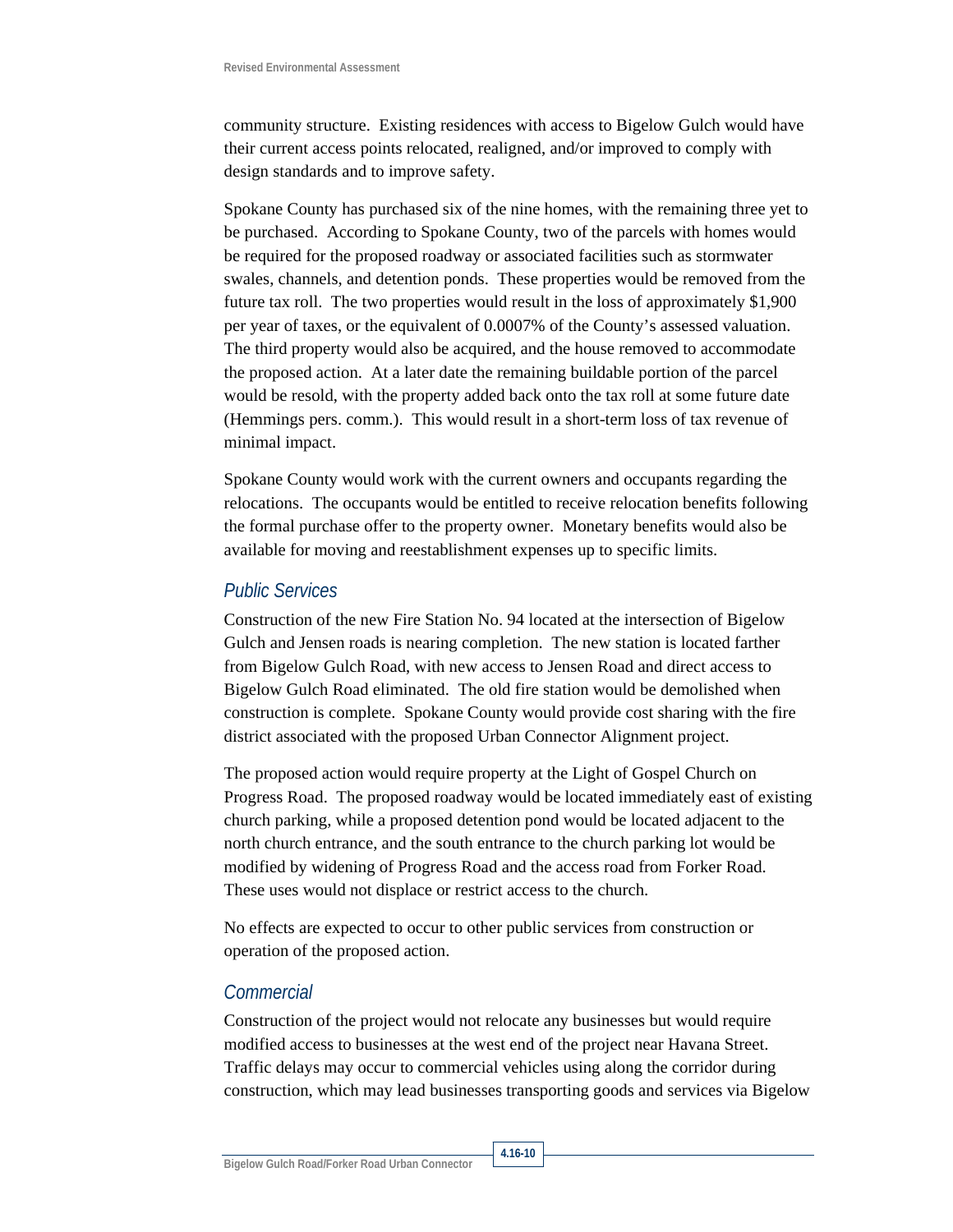community structure. Existing residences with access to Bigelow Gulch would have their current access points relocated, realigned, and/or improved to comply with design standards and to improve safety.

Spokane County has purchased six of the nine homes, with the remaining three yet to be purchased. According to Spokane County, two of the parcels with homes would be required for the proposed roadway or associated facilities such as stormwater swales, channels, and detention ponds. These properties would be removed from the future tax roll. The two properties would result in the loss of approximately $1,900 per year of taxes, or the equivalent of 0.0007% of the County's assessed valuation. The third property would also be acquired, and the house removed to accommodate the proposed action. At a later date the remaining buildable portion of the parcel would be resold, with the property added back onto the tax roll at some future date (Hemmings pers. comm.). This would result in a short-term loss of tax revenue of minimal impact.

Spokane County would work with the current owners and occupants regarding the relocations. The occupants would be entitled to receive relocation benefits following the formal purchase offer to the property owner. Monetary benefits would also be available for moving and reestablishment expenses up to specific limits.

### *Public Services*

Construction of the new Fire Station No. 94 located at the intersection of Bigelow Gulch and Jensen roads is nearing completion. The new station is located farther from Bigelow Gulch Road, with new access to Jensen Road and direct access to Bigelow Gulch Road eliminated. The old fire station would be demolished when construction is complete. Spokane County would provide cost sharing with the fire district associated with the proposed Urban Connector Alignment project.

The proposed action would require property at the Light of Gospel Church on Progress Road. The proposed roadway would be located immediately east of existing church parking, while a proposed detention pond would be located adjacent to the north church entrance, and the south entrance to the church parking lot would be modified by widening of Progress Road and the access road from Forker Road. These uses would not displace or restrict access to the church.

No effects are expected to occur to other public services from construction or operation of the proposed action.

### *Commercial*

Construction of the project would not relocate any businesses but would require modified access to businesses at the west end of the project near Havana Street. Traffic delays may occur to commercial vehicles using along the corridor during construction, which may lead businesses transporting goods and services via Bigelow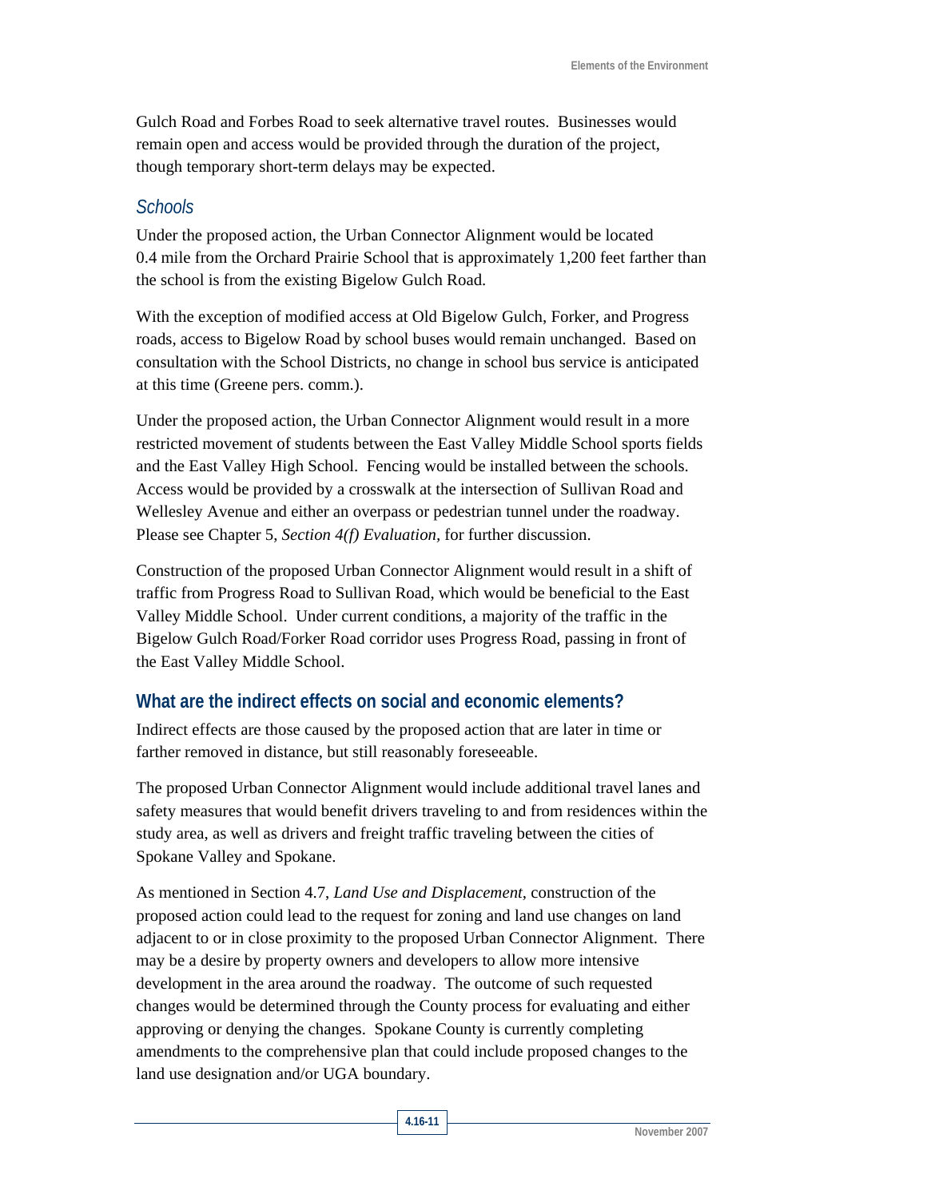Gulch Road and Forbes Road to seek alternative travel routes. Businesses would remain open and access would be provided through the duration of the project, though temporary short-term delays may be expected.

### *Schools*

Under the proposed action, the Urban Connector Alignment would be located 0.4 mile from the Orchard Prairie School that is approximately 1,200 feet farther than the school is from the existing Bigelow Gulch Road.

With the exception of modified access at Old Bigelow Gulch, Forker, and Progress roads, access to Bigelow Road by school buses would remain unchanged. Based on consultation with the School Districts, no change in school bus service is anticipated at this time (Greene pers. comm.).

Under the proposed action, the Urban Connector Alignment would result in a more restricted movement of students between the East Valley Middle School sports fields and the East Valley High School. Fencing would be installed between the schools. Access would be provided by a crosswalk at the intersection of Sullivan Road and Wellesley Avenue and either an overpass or pedestrian tunnel under the roadway. Please see Chapter 5, *Section 4(f) Evaluation,* for further discussion.

Construction of the proposed Urban Connector Alignment would result in a shift of traffic from Progress Road to Sullivan Road, which would be beneficial to the East Valley Middle School. Under current conditions, a majority of the traffic in the Bigelow Gulch Road/Forker Road corridor uses Progress Road, passing in front of the East Valley Middle School.

## What are the indirect effects on social and economic elements?

Indirect effects are those caused by the proposed action that are later in time or farther removed in distance, but still reasonably foreseeable.

The proposed Urban Connector Alignment would include additional travel lanes and safety measures that would benefit drivers traveling to and from residences within the study area, as well as drivers and freight traffic traveling between the cities of Spokane Valley and Spokane.

As mentioned in Section 4.7, *Land Use and Displacement*, construction of the proposed action could lead to the request for zoning and land use changes on land adjacent to or in close proximity to the proposed Urban Connector Alignment. There may be a desire by property owners and developers to allow more intensive development in the area around the roadway. The outcome of such requested changes would be determined through the County process for evaluating and either approving or denying the changes. Spokane County is currently completing amendments to the comprehensive plan that could include proposed changes to the land use designation and/or UGA boundary.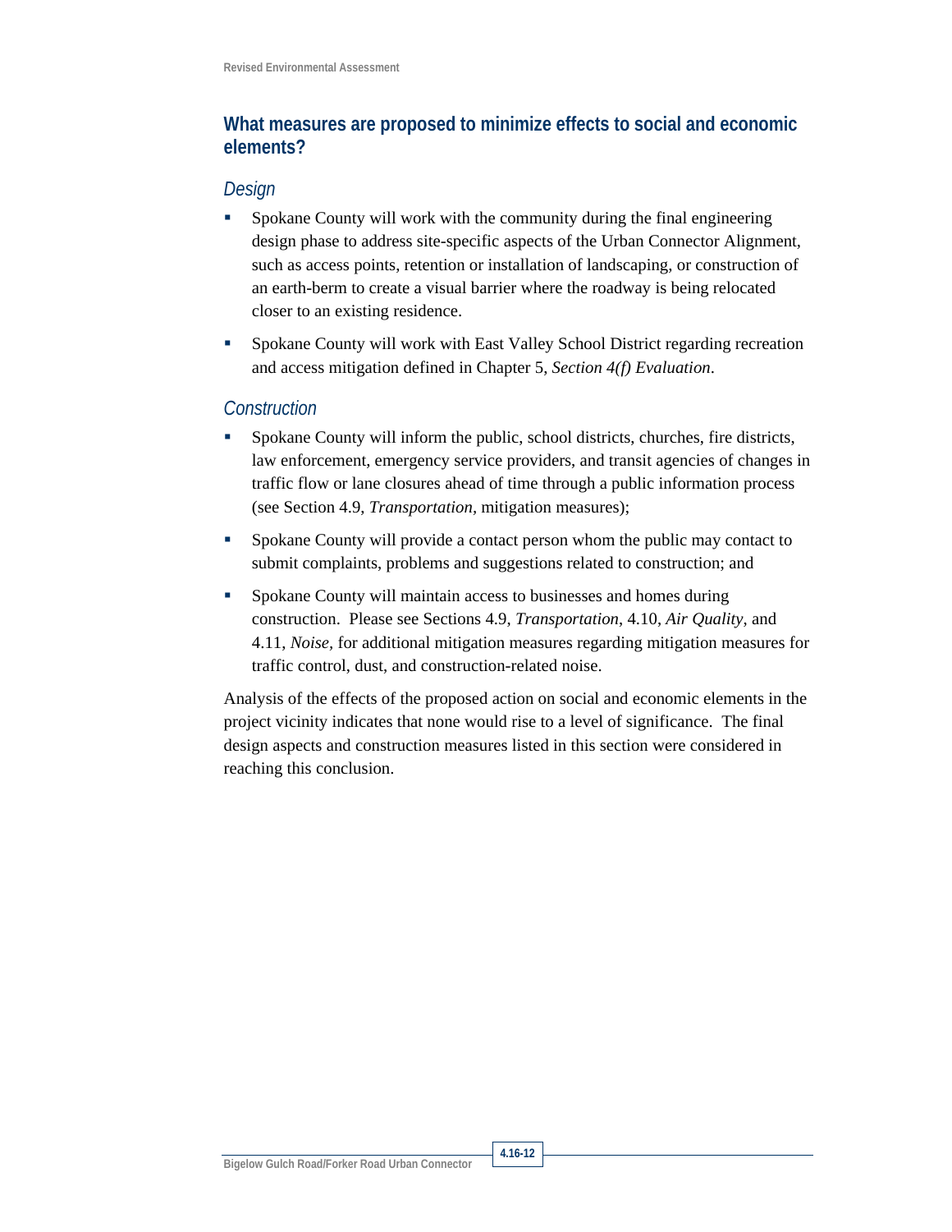## What measures are proposed to minimize effects to social and economic elements?

### *Design*

- Spokane County will work with the community during the final engineering design phase to address site-specific aspects of the Urban Connector Alignment, such as access points, retention or installation of landscaping, or construction of an earth-berm to create a visual barrier where the roadway is being relocated closer to an existing residence.
- Spokane County will work with East Valley School District regarding recreation and access mitigation defined in Chapter 5, *Section 4(f) Evaluation*.

### *Construction*

- Spokane County will inform the public, school districts, churches, fire districts, law enforcement, emergency service providers, and transit agencies of changes in traffic flow or lane closures ahead of time through a public information process (see Section 4.9, *Transportation*, mitigation measures);
- Spokane County will provide a contact person whom the public may contact to submit complaints, problems and suggestions related to construction; and
- Spokane County will maintain access to businesses and homes during construction. Please see Sections 4.9, *Transportation*, 4.10, *Air Quality*, and 4.11, *Noise*, for additional mitigation measures regarding mitigation measures for traffic control, dust, and construction-related noise.

Analysis of the effects of the proposed action on social and economic elements in the project vicinity indicates that none would rise to a level of significance. The final design aspects and construction measures listed in this section were considered in reaching this conclusion.